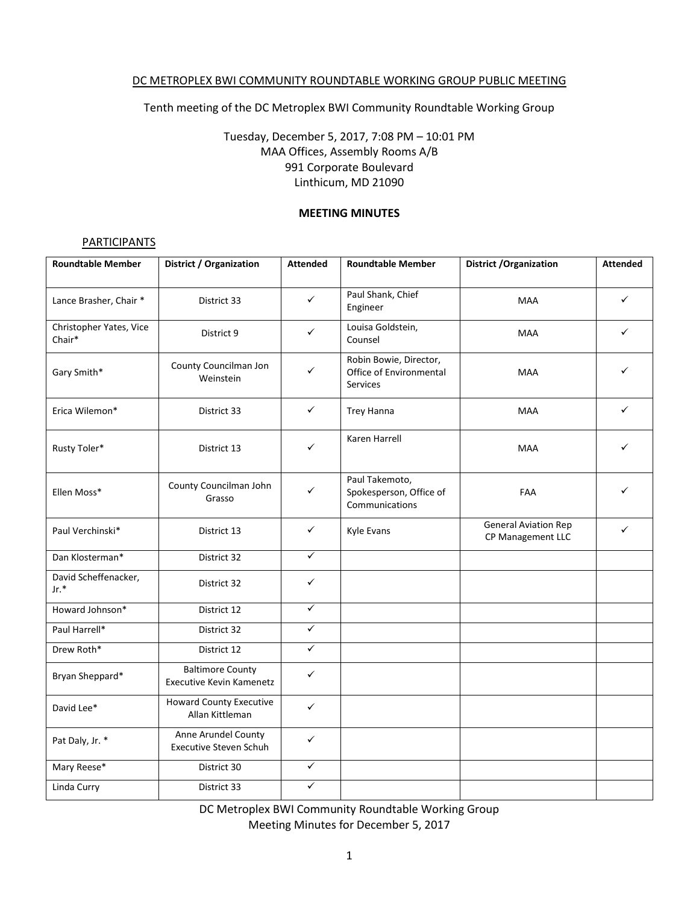DC METROPLEX BWI COMMUNITY ROUNDTABLE WORKING GROUP PUBLIC MEETING

Tenth meeting of the DC Metroplex BWI Community Roundtable Working Group

Tuesday, December 5, 2017, 7:08 PM – 10:01 PM
MAA Offices, Assembly Rooms A/B
991 Corporate Boulevard
Linthicum, MD 21090

**MEETING MINUTES**

PARTICIPANTS

| Roundtable Member | District / Organization | Attended | Roundtable Member | District /Organization | Attended |
|---|---|---|---|---|---|
| Lance Brasher, Chair * | District 33 | ✓ | Paul Shank, Chief Engineer | MAA | ✓ |
| Christopher Yates, Vice Chair* | District 9 | ✓ | Louisa Goldstein, Counsel | MAA | ✓ |
| Gary Smith* | County Councilman Jon Weinstein | ✓ | Robin Bowie, Director, Office of Environmental Services | MAA | ✓ |
| Erica Wilemon* | District 33 | ✓ | Trey Hanna | MAA | ✓ |
| Rusty Toler* | District 13 | ✓ | Karen Harrell | MAA | ✓ |
| Ellen Moss* | County Councilman John Grasso | ✓ | Paul Takemoto, Spokesperson, Office of Communications | FAA | ✓ |
| Paul Verchinski* | District 13 | ✓ | Kyle Evans | General Aviation Rep CP Management LLC | ✓ |
| Dan Klosterman* | District 32 | ✓ | | | |
| David Scheffenacker, Jr.* | District 32 | ✓ | | | |
| Howard Johnson* | District 12 | ✓ | | | |
| Paul Harrell* | District 32 | ✓ | | | |
| Drew Roth* | District 12 | ✓ | | | |
| Bryan Sheppard* | Baltimore County Executive Kevin Kamenetz | ✓ | | | |
| David Lee* | Howard County Executive Allan Kittleman | ✓ | | | |
| Pat Daly, Jr. * | Anne Arundel County Executive Steven Schuh | ✓ | | | |
| Mary Reese* | District 30 | ✓ | | | |
| Linda Curry | District 33 | ✓ | | | |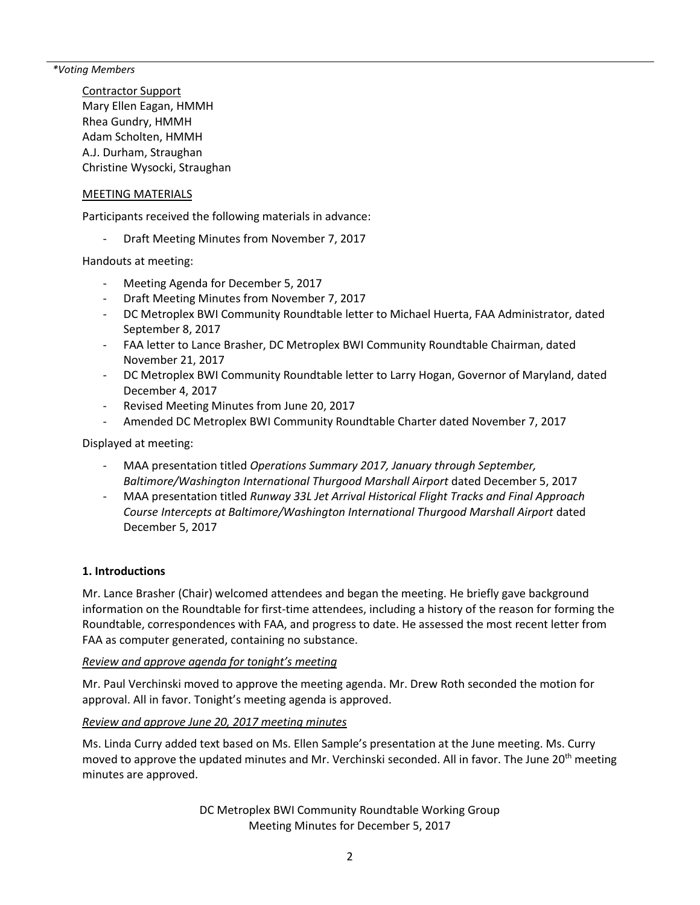*\*Voting Members*

Contractor Support
Mary Ellen Eagan, HMMH
Rhea Gundry, HMMH
Adam Scholten, HMMH
A.J. Durham, Straughan
Christine Wysocki, Straughan

MEETING MATERIALS

Participants received the following materials in advance:

- Draft Meeting Minutes from November 7, 2017

Handouts at meeting:

- Meeting Agenda for December 5, 2017
- Draft Meeting Minutes from November 7, 2017
- DC Metroplex BWI Community Roundtable letter to Michael Huerta, FAA Administrator, dated September 8, 2017
- FAA letter to Lance Brasher, DC Metroplex BWI Community Roundtable Chairman, dated November 21, 2017
- DC Metroplex BWI Community Roundtable letter to Larry Hogan, Governor of Maryland, dated December 4, 2017
- Revised Meeting Minutes from June 20, 2017
- Amended DC Metroplex BWI Community Roundtable Charter dated November 7, 2017

Displayed at meeting:

- MAA presentation titled *Operations Summary 2017, January through September, Baltimore/Washington International Thurgood Marshall Airport* dated December 5, 2017
- MAA presentation titled *Runway 33L Jet Arrival Historical Flight Tracks and Final Approach Course Intercepts at Baltimore/Washington International Thurgood Marshall Airport* dated December 5, 2017

**1. Introductions**

Mr. Lance Brasher (Chair) welcomed attendees and began the meeting. He briefly gave background information on the Roundtable for first-time attendees, including a history of the reason for forming the Roundtable, correspondences with FAA, and progress to date. He assessed the most recent letter from FAA as computer generated, containing no substance.

*Review and approve agenda for tonight's meeting*

Mr. Paul Verchinski moved to approve the meeting agenda. Mr. Drew Roth seconded the motion for approval. All in favor. Tonight's meeting agenda is approved.

*Review and approve June 20, 2017 meeting minutes*

Ms. Linda Curry added text based on Ms. Ellen Sample's presentation at the June meeting. Ms. Curry moved to approve the updated minutes and Mr. Verchinski seconded. All in favor. The June 20th meeting minutes are approved.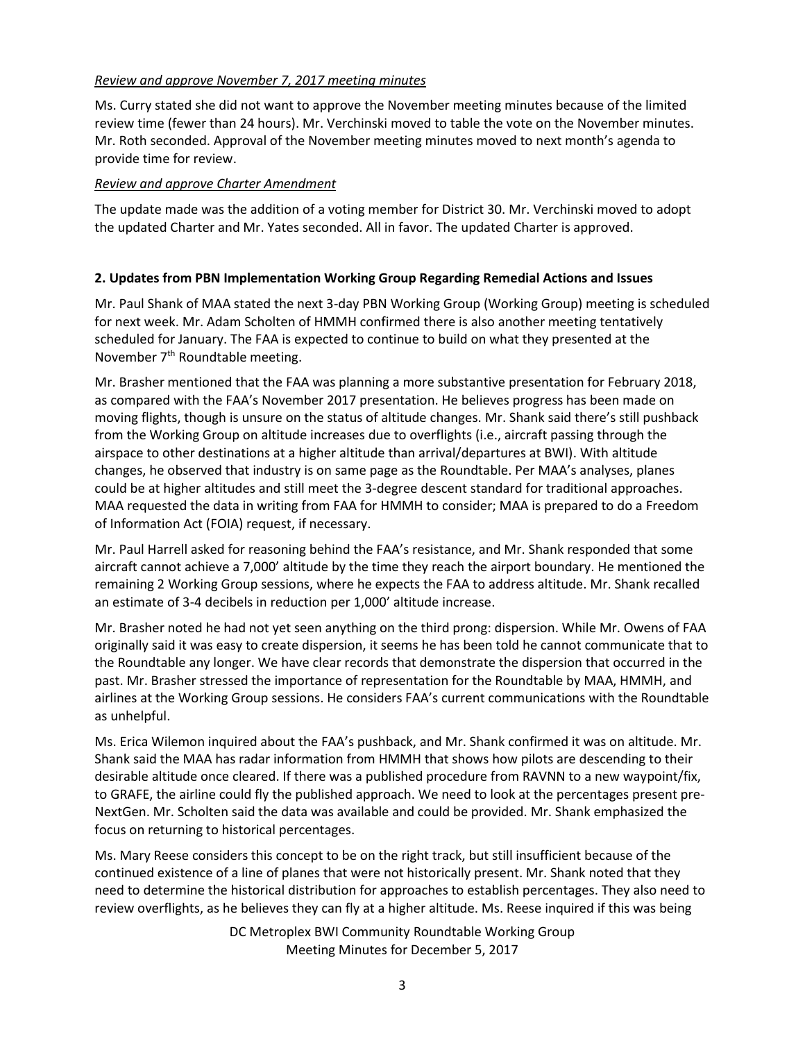*Review and approve November 7, 2017 meeting minutes*

Ms. Curry stated she did not want to approve the November meeting minutes because of the limited review time (fewer than 24 hours). Mr. Verchinski moved to table the vote on the November minutes. Mr. Roth seconded. Approval of the November meeting minutes moved to next month's agenda to provide time for review.

*Review and approve Charter Amendment*

The update made was the addition of a voting member for District 30. Mr. Verchinski moved to adopt the updated Charter and Mr. Yates seconded. All in favor. The updated Charter is approved.

**2. Updates from PBN Implementation Working Group Regarding Remedial Actions and Issues**

Mr. Paul Shank of MAA stated the next 3-day PBN Working Group (Working Group) meeting is scheduled for next week. Mr. Adam Scholten of HMMH confirmed there is also another meeting tentatively scheduled for January. The FAA is expected to continue to build on what they presented at the November 7th Roundtable meeting.

Mr. Brasher mentioned that the FAA was planning a more substantive presentation for February 2018, as compared with the FAA's November 2017 presentation. He believes progress has been made on moving flights, though is unsure on the status of altitude changes. Mr. Shank said there's still pushback from the Working Group on altitude increases due to overflights (i.e., aircraft passing through the airspace to other destinations at a higher altitude than arrival/departures at BWI). With altitude changes, he observed that industry is on same page as the Roundtable. Per MAA's analyses, planes could be at higher altitudes and still meet the 3-degree descent standard for traditional approaches. MAA requested the data in writing from FAA for HMMH to consider; MAA is prepared to do a Freedom of Information Act (FOIA) request, if necessary.

Mr. Paul Harrell asked for reasoning behind the FAA's resistance, and Mr. Shank responded that some aircraft cannot achieve a 7,000' altitude by the time they reach the airport boundary. He mentioned the remaining 2 Working Group sessions, where he expects the FAA to address altitude. Mr. Shank recalled an estimate of 3-4 decibels in reduction per 1,000' altitude increase.

Mr. Brasher noted he had not yet seen anything on the third prong: dispersion. While Mr. Owens of FAA originally said it was easy to create dispersion, it seems he has been told he cannot communicate that to the Roundtable any longer. We have clear records that demonstrate the dispersion that occurred in the past. Mr. Brasher stressed the importance of representation for the Roundtable by MAA, HMMH, and airlines at the Working Group sessions. He considers FAA's current communications with the Roundtable as unhelpful.

Ms. Erica Wilemon inquired about the FAA's pushback, and Mr. Shank confirmed it was on altitude. Mr. Shank said the MAA has radar information from HMMH that shows how pilots are descending to their desirable altitude once cleared. If there was a published procedure from RAVNN to a new waypoint/fix, to GRAFE, the airline could fly the published approach. We need to look at the percentages present pre-NextGen. Mr. Scholten said the data was available and could be provided. Mr. Shank emphasized the focus on returning to historical percentages.

Ms. Mary Reese considers this concept to be on the right track, but still insufficient because of the continued existence of a line of planes that were not historically present. Mr. Shank noted that they need to determine the historical distribution for approaches to establish percentages. They also need to review overflights, as he believes they can fly at a higher altitude. Ms. Reese inquired if this was being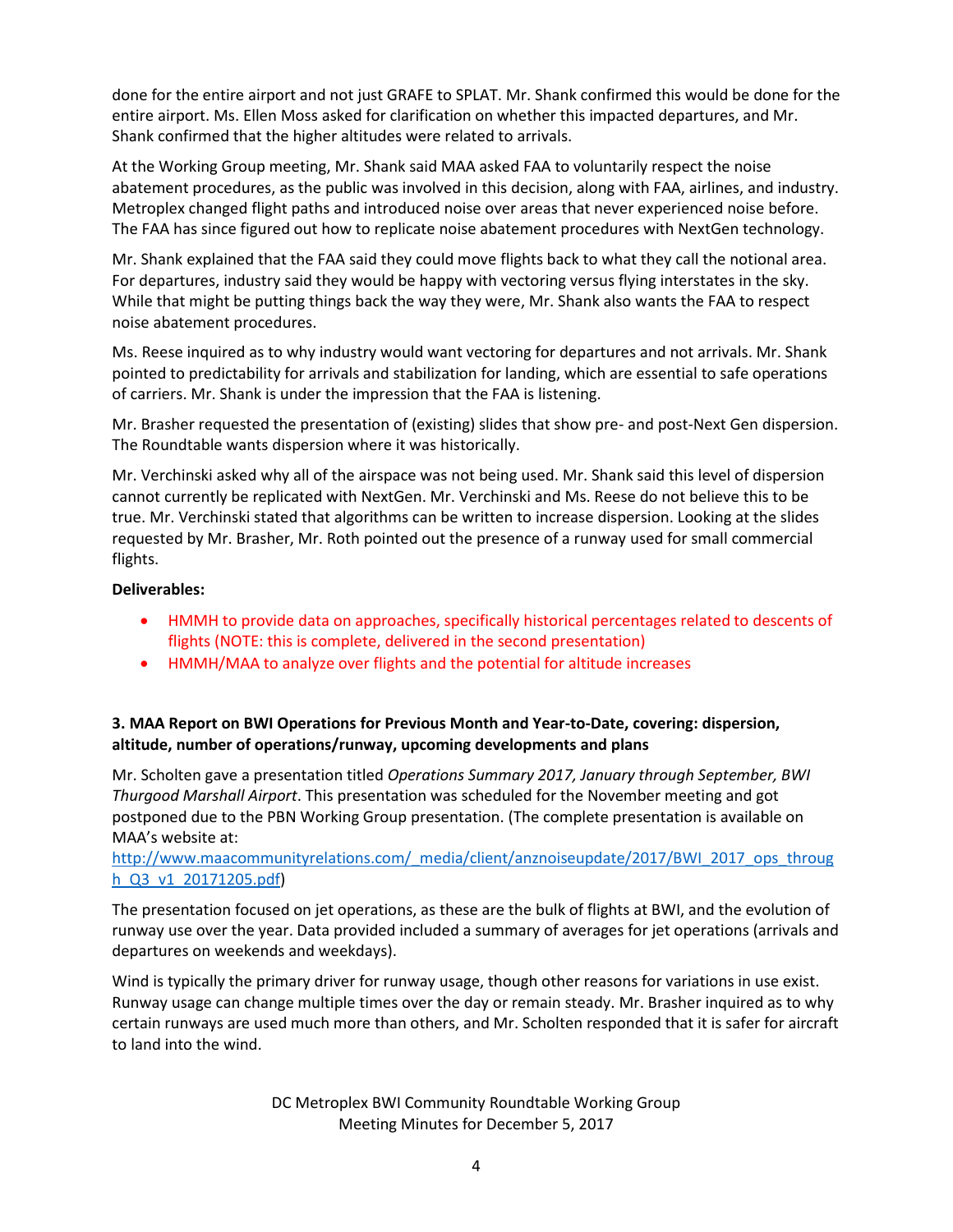done for the entire airport and not just GRAFE to SPLAT. Mr. Shank confirmed this would be done for the entire airport. Ms. Ellen Moss asked for clarification on whether this impacted departures, and Mr. Shank confirmed that the higher altitudes were related to arrivals.

At the Working Group meeting, Mr. Shank said MAA asked FAA to voluntarily respect the noise abatement procedures, as the public was involved in this decision, along with FAA, airlines, and industry. Metroplex changed flight paths and introduced noise over areas that never experienced noise before. The FAA has since figured out how to replicate noise abatement procedures with NextGen technology.

Mr. Shank explained that the FAA said they could move flights back to what they call the notional area. For departures, industry said they would be happy with vectoring versus flying interstates in the sky. While that might be putting things back the way they were, Mr. Shank also wants the FAA to respect noise abatement procedures.

Ms. Reese inquired as to why industry would want vectoring for departures and not arrivals. Mr. Shank pointed to predictability for arrivals and stabilization for landing, which are essential to safe operations of carriers. Mr. Shank is under the impression that the FAA is listening.

Mr. Brasher requested the presentation of (existing) slides that show pre- and post-Next Gen dispersion. The Roundtable wants dispersion where it was historically.

Mr. Verchinski asked why all of the airspace was not being used. Mr. Shank said this level of dispersion cannot currently be replicated with NextGen. Mr. Verchinski and Ms. Reese do not believe this to be true. Mr. Verchinski stated that algorithms can be written to increase dispersion. Looking at the slides requested by Mr. Brasher, Mr. Roth pointed out the presence of a runway used for small commercial flights.

**Deliverables:**

- HMMH to provide data on approaches, specifically historical percentages related to descents of flights (NOTE: this is complete, delivered in the second presentation)
- HMMH/MAA to analyze over flights and the potential for altitude increases

**3. MAA Report on BWI Operations for Previous Month and Year-to-Date, covering: dispersion, altitude, number of operations/runway, upcoming developments and plans**

Mr. Scholten gave a presentation titled *Operations Summary 2017, January through September, BWI Thurgood Marshall Airport*. This presentation was scheduled for the November meeting and got postponed due to the PBN Working Group presentation. (The complete presentation is available on MAA's website at: http://www.maacommunityrelations.com/_media/client/anznoiseupdate/2017/BWI_2017_ops_through_Q3_v1_20171205.pdf)

The presentation focused on jet operations, as these are the bulk of flights at BWI, and the evolution of runway use over the year. Data provided included a summary of averages for jet operations (arrivals and departures on weekends and weekdays).

Wind is typically the primary driver for runway usage, though other reasons for variations in use exist. Runway usage can change multiple times over the day or remain steady. Mr. Brasher inquired as to why certain runways are used much more than others, and Mr. Scholten responded that it is safer for aircraft to land into the wind.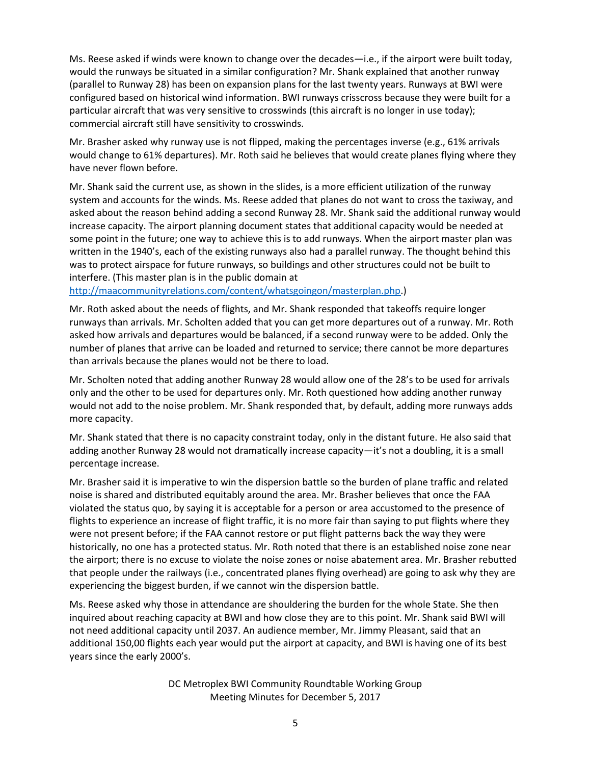Ms. Reese asked if winds were known to change over the decades—i.e., if the airport were built today, would the runways be situated in a similar configuration? Mr. Shank explained that another runway (parallel to Runway 28) has been on expansion plans for the last twenty years. Runways at BWI were configured based on historical wind information. BWI runways crisscross because they were built for a particular aircraft that was very sensitive to crosswinds (this aircraft is no longer in use today); commercial aircraft still have sensitivity to crosswinds.

Mr. Brasher asked why runway use is not flipped, making the percentages inverse (e.g., 61% arrivals would change to 61% departures). Mr. Roth said he believes that would create planes flying where they have never flown before.

Mr. Shank said the current use, as shown in the slides, is a more efficient utilization of the runway system and accounts for the winds. Ms. Reese added that planes do not want to cross the taxiway, and asked about the reason behind adding a second Runway 28. Mr. Shank said the additional runway would increase capacity. The airport planning document states that additional capacity would be needed at some point in the future; one way to achieve this is to add runways. When the airport master plan was written in the 1940's, each of the existing runways also had a parallel runway. The thought behind this was to protect airspace for future runways, so buildings and other structures could not be built to interfere. (This master plan is in the public domain at [http://maacommunityrelations.com/content/whatsgoingon/masterplan.php](http://maacommunityrelations.com/content/whatsgoingon/masterplan.php).)

Mr. Roth asked about the needs of flights, and Mr. Shank responded that takeoffs require longer runways than arrivals. Mr. Scholten added that you can get more departures out of a runway. Mr. Roth asked how arrivals and departures would be balanced, if a second runway were to be added. Only the number of planes that arrive can be loaded and returned to service; there cannot be more departures than arrivals because the planes would not be there to load.

Mr. Scholten noted that adding another Runway 28 would allow one of the 28's to be used for arrivals only and the other to be used for departures only. Mr. Roth questioned how adding another runway would not add to the noise problem. Mr. Shank responded that, by default, adding more runways adds more capacity.

Mr. Shank stated that there is no capacity constraint today, only in the distant future. He also said that adding another Runway 28 would not dramatically increase capacity—it's not a doubling, it is a small percentage increase.

Mr. Brasher said it is imperative to win the dispersion battle so the burden of plane traffic and related noise is shared and distributed equitably around the area. Mr. Brasher believes that once the FAA violated the status quo, by saying it is acceptable for a person or area accustomed to the presence of flights to experience an increase of flight traffic, it is no more fair than saying to put flights where they were not present before; if the FAA cannot restore or put flight patterns back the way they were historically, no one has a protected status. Mr. Roth noted that there is an established noise zone near the airport; there is no excuse to violate the noise zones or noise abatement area. Mr. Brasher rebutted that people under the railways (i.e., concentrated planes flying overhead) are going to ask why they are experiencing the biggest burden, if we cannot win the dispersion battle.

Ms. Reese asked why those in attendance are shouldering the burden for the whole State. She then inquired about reaching capacity at BWI and how close they are to this point. Mr. Shank said BWI will not need additional capacity until 2037. An audience member, Mr. Jimmy Pleasant, said that an additional 150,00 flights each year would put the airport at capacity, and BWI is having one of its best years since the early 2000's.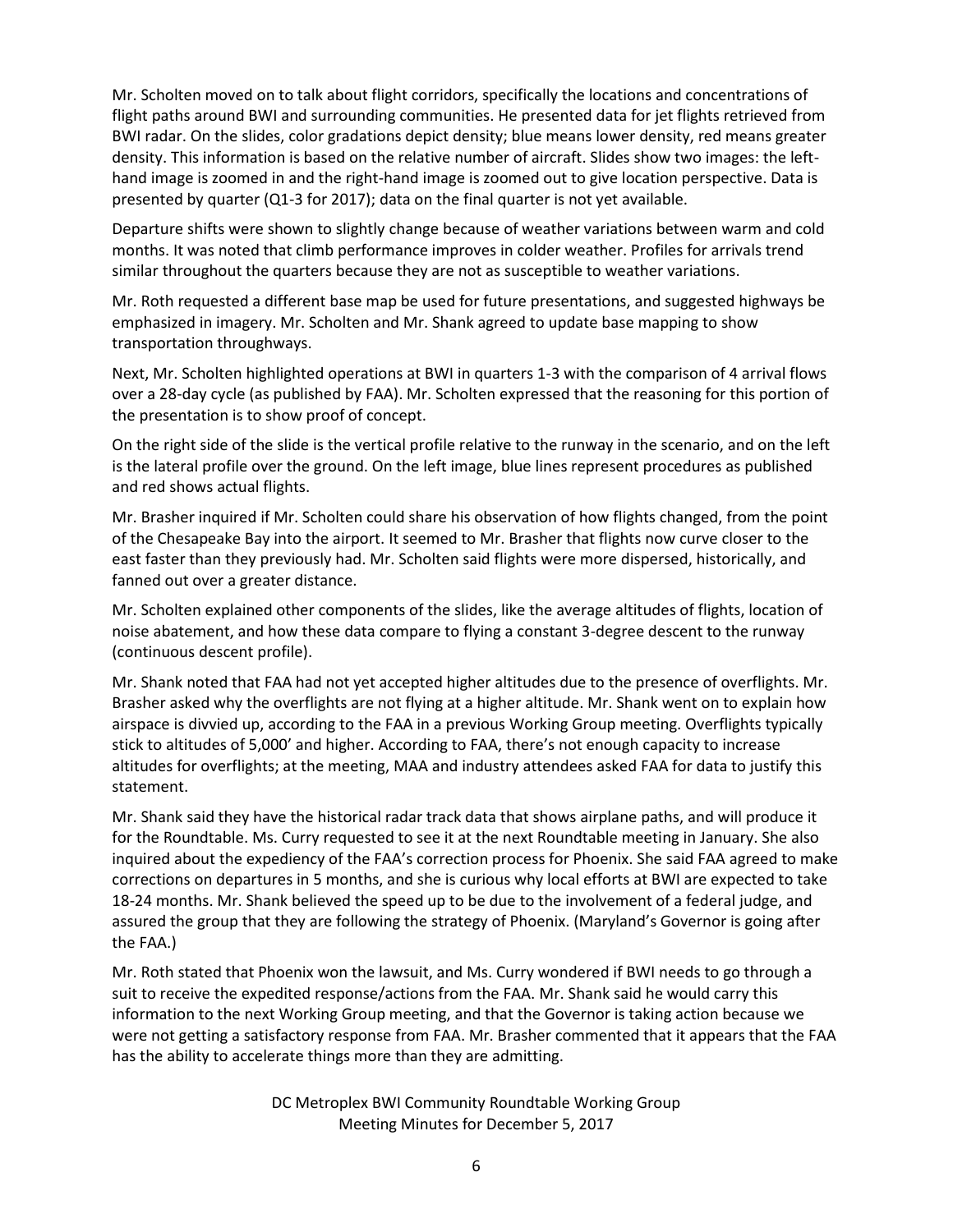Mr. Scholten moved on to talk about flight corridors, specifically the locations and concentrations of flight paths around BWI and surrounding communities. He presented data for jet flights retrieved from BWI radar. On the slides, color gradations depict density; blue means lower density, red means greater density. This information is based on the relative number of aircraft. Slides show two images: the left-hand image is zoomed in and the right-hand image is zoomed out to give location perspective. Data is presented by quarter (Q1-3 for 2017); data on the final quarter is not yet available.

Departure shifts were shown to slightly change because of weather variations between warm and cold months. It was noted that climb performance improves in colder weather. Profiles for arrivals trend similar throughout the quarters because they are not as susceptible to weather variations.

Mr. Roth requested a different base map be used for future presentations, and suggested highways be emphasized in imagery. Mr. Scholten and Mr. Shank agreed to update base mapping to show transportation throughways.

Next, Mr. Scholten highlighted operations at BWI in quarters 1-3 with the comparison of 4 arrival flows over a 28-day cycle (as published by FAA). Mr. Scholten expressed that the reasoning for this portion of the presentation is to show proof of concept.

On the right side of the slide is the vertical profile relative to the runway in the scenario, and on the left is the lateral profile over the ground. On the left image, blue lines represent procedures as published and red shows actual flights.

Mr. Brasher inquired if Mr. Scholten could share his observation of how flights changed, from the point of the Chesapeake Bay into the airport. It seemed to Mr. Brasher that flights now curve closer to the east faster than they previously had. Mr. Scholten said flights were more dispersed, historically, and fanned out over a greater distance.

Mr. Scholten explained other components of the slides, like the average altitudes of flights, location of noise abatement, and how these data compare to flying a constant 3-degree descent to the runway (continuous descent profile).

Mr. Shank noted that FAA had not yet accepted higher altitudes due to the presence of overflights. Mr. Brasher asked why the overflights are not flying at a higher altitude. Mr. Shank went on to explain how airspace is divvied up, according to the FAA in a previous Working Group meeting. Overflights typically stick to altitudes of 5,000' and higher. According to FAA, there's not enough capacity to increase altitudes for overflights; at the meeting, MAA and industry attendees asked FAA for data to justify this statement.

Mr. Shank said they have the historical radar track data that shows airplane paths, and will produce it for the Roundtable. Ms. Curry requested to see it at the next Roundtable meeting in January. She also inquired about the expediency of the FAA's correction process for Phoenix. She said FAA agreed to make corrections on departures in 5 months, and she is curious why local efforts at BWI are expected to take 18-24 months. Mr. Shank believed the speed up to be due to the involvement of a federal judge, and assured the group that they are following the strategy of Phoenix. (Maryland's Governor is going after the FAA.)

Mr. Roth stated that Phoenix won the lawsuit, and Ms. Curry wondered if BWI needs to go through a suit to receive the expedited response/actions from the FAA. Mr. Shank said he would carry this information to the next Working Group meeting, and that the Governor is taking action because we were not getting a satisfactory response from FAA. Mr. Brasher commented that it appears that the FAA has the ability to accelerate things more than they are admitting.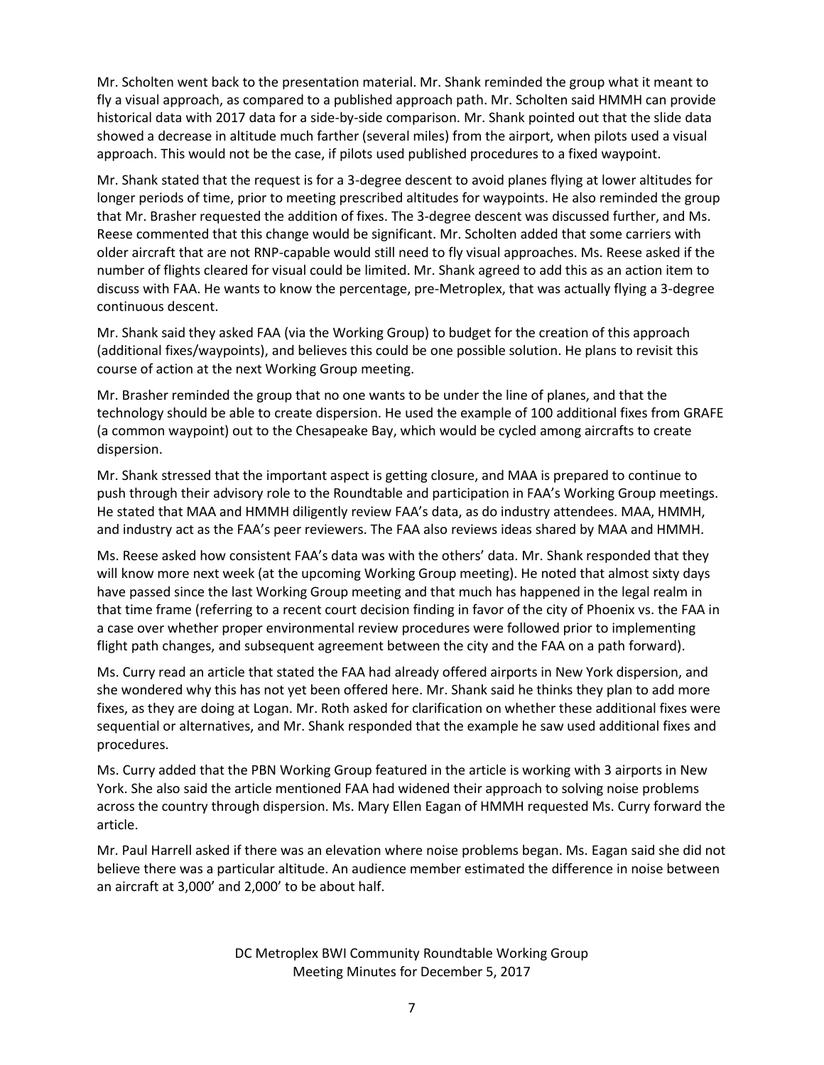Mr. Scholten went back to the presentation material. Mr. Shank reminded the group what it meant to fly a visual approach, as compared to a published approach path. Mr. Scholten said HMMH can provide historical data with 2017 data for a side-by-side comparison. Mr. Shank pointed out that the slide data showed a decrease in altitude much farther (several miles) from the airport, when pilots used a visual approach. This would not be the case, if pilots used published procedures to a fixed waypoint.

Mr. Shank stated that the request is for a 3-degree descent to avoid planes flying at lower altitudes for longer periods of time, prior to meeting prescribed altitudes for waypoints. He also reminded the group that Mr. Brasher requested the addition of fixes. The 3-degree descent was discussed further, and Ms. Reese commented that this change would be significant. Mr. Scholten added that some carriers with older aircraft that are not RNP-capable would still need to fly visual approaches. Ms. Reese asked if the number of flights cleared for visual could be limited. Mr. Shank agreed to add this as an action item to discuss with FAA. He wants to know the percentage, pre-Metroplex, that was actually flying a 3-degree continuous descent.

Mr. Shank said they asked FAA (via the Working Group) to budget for the creation of this approach (additional fixes/waypoints), and believes this could be one possible solution. He plans to revisit this course of action at the next Working Group meeting.

Mr. Brasher reminded the group that no one wants to be under the line of planes, and that the technology should be able to create dispersion. He used the example of 100 additional fixes from GRAFE (a common waypoint) out to the Chesapeake Bay, which would be cycled among aircrafts to create dispersion.

Mr. Shank stressed that the important aspect is getting closure, and MAA is prepared to continue to push through their advisory role to the Roundtable and participation in FAA's Working Group meetings. He stated that MAA and HMMH diligently review FAA's data, as do industry attendees. MAA, HMMH, and industry act as the FAA's peer reviewers. The FAA also reviews ideas shared by MAA and HMMH.

Ms. Reese asked how consistent FAA's data was with the others' data. Mr. Shank responded that they will know more next week (at the upcoming Working Group meeting). He noted that almost sixty days have passed since the last Working Group meeting and that much has happened in the legal realm in that time frame (referring to a recent court decision finding in favor of the city of Phoenix vs. the FAA in a case over whether proper environmental review procedures were followed prior to implementing flight path changes, and subsequent agreement between the city and the FAA on a path forward).

Ms. Curry read an article that stated the FAA had already offered airports in New York dispersion, and she wondered why this has not yet been offered here. Mr. Shank said he thinks they plan to add more fixes, as they are doing at Logan. Mr. Roth asked for clarification on whether these additional fixes were sequential or alternatives, and Mr. Shank responded that the example he saw used additional fixes and procedures.

Ms. Curry added that the PBN Working Group featured in the article is working with 3 airports in New York. She also said the article mentioned FAA had widened their approach to solving noise problems across the country through dispersion. Ms. Mary Ellen Eagan of HMMH requested Ms. Curry forward the article.

Mr. Paul Harrell asked if there was an elevation where noise problems began. Ms. Eagan said she did not believe there was a particular altitude. An audience member estimated the difference in noise between an aircraft at 3,000' and 2,000' to be about half.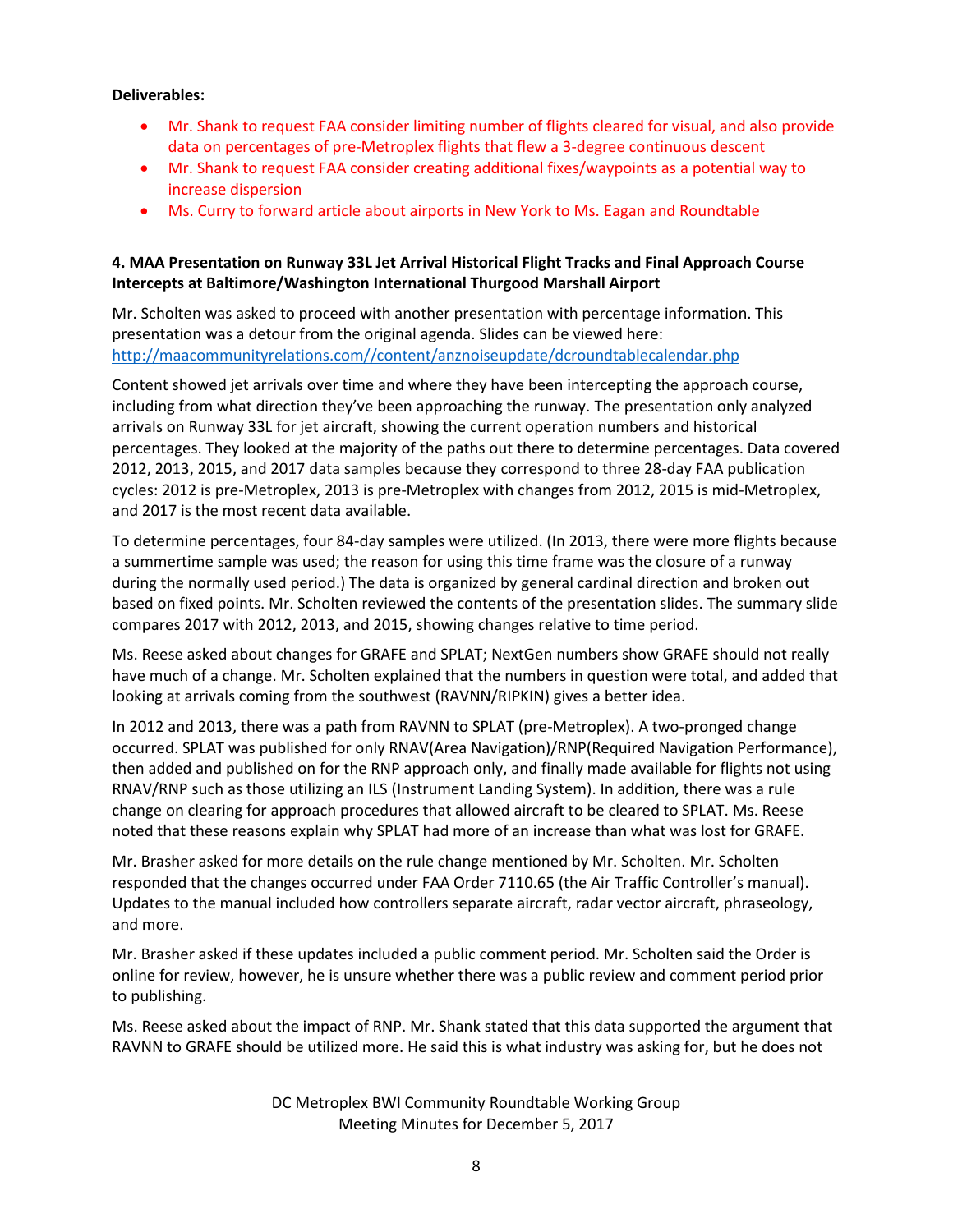**Deliverables:**

- Mr. Shank to request FAA consider limiting number of flights cleared for visual, and also provide data on percentages of pre-Metroplex flights that flew a 3-degree continuous descent
- Mr. Shank to request FAA consider creating additional fixes/waypoints as a potential way to increase dispersion
- Ms. Curry to forward article about airports in New York to Ms. Eagan and Roundtable

**4. MAA Presentation on Runway 33L Jet Arrival Historical Flight Tracks and Final Approach Course Intercepts at Baltimore/Washington International Thurgood Marshall Airport**

Mr. Scholten was asked to proceed with another presentation with percentage information. This presentation was a detour from the original agenda. Slides can be viewed here: http://maacommunityrelations.com//content/anznoiseupdate/dcroundtablecalendar.php

Content showed jet arrivals over time and where they have been intercepting the approach course, including from what direction they've been approaching the runway. The presentation only analyzed arrivals on Runway 33L for jet aircraft, showing the current operation numbers and historical percentages. They looked at the majority of the paths out there to determine percentages. Data covered 2012, 2013, 2015, and 2017 data samples because they correspond to three 28-day FAA publication cycles: 2012 is pre-Metroplex, 2013 is pre-Metroplex with changes from 2012, 2015 is mid-Metroplex, and 2017 is the most recent data available.

To determine percentages, four 84-day samples were utilized. (In 2013, there were more flights because a summertime sample was used; the reason for using this time frame was the closure of a runway during the normally used period.) The data is organized by general cardinal direction and broken out based on fixed points. Mr. Scholten reviewed the contents of the presentation slides. The summary slide compares 2017 with 2012, 2013, and 2015, showing changes relative to time period.

Ms. Reese asked about changes for GRAFE and SPLAT; NextGen numbers show GRAFE should not really have much of a change. Mr. Scholten explained that the numbers in question were total, and added that looking at arrivals coming from the southwest (RAVNN/RIPKIN) gives a better idea.

In 2012 and 2013, there was a path from RAVNN to SPLAT (pre-Metroplex). A two-pronged change occurred. SPLAT was published for only RNAV(Area Navigation)/RNP(Required Navigation Performance), then added and published on for the RNP approach only, and finally made available for flights not using RNAV/RNP such as those utilizing an ILS (Instrument Landing System). In addition, there was a rule change on clearing for approach procedures that allowed aircraft to be cleared to SPLAT. Ms. Reese noted that these reasons explain why SPLAT had more of an increase than what was lost for GRAFE.

Mr. Brasher asked for more details on the rule change mentioned by Mr. Scholten. Mr. Scholten responded that the changes occurred under FAA Order 7110.65 (the Air Traffic Controller's manual). Updates to the manual included how controllers separate aircraft, radar vector aircraft, phraseology, and more.

Mr. Brasher asked if these updates included a public comment period. Mr. Scholten said the Order is online for review, however, he is unsure whether there was a public review and comment period prior to publishing.

Ms. Reese asked about the impact of RNP. Mr. Shank stated that this data supported the argument that RAVNN to GRAFE should be utilized more. He said this is what industry was asking for, but he does not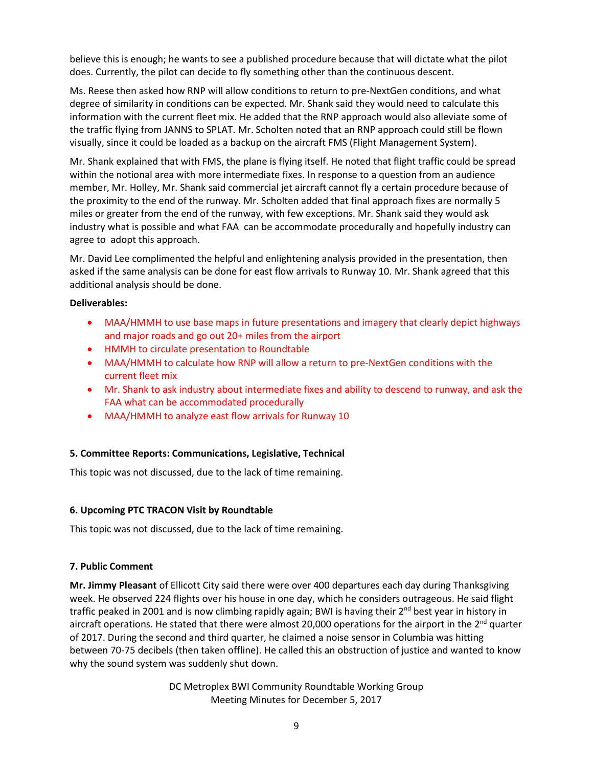believe this is enough; he wants to see a published procedure because that will dictate what the pilot does. Currently, the pilot can decide to fly something other than the continuous descent.

Ms. Reese then asked how RNP will allow conditions to return to pre-NextGen conditions, and what degree of similarity in conditions can be expected. Mr. Shank said they would need to calculate this information with the current fleet mix. He added that the RNP approach would also alleviate some of the traffic flying from JANNS to SPLAT. Mr. Scholten noted that an RNP approach could still be flown visually, since it could be loaded as a backup on the aircraft FMS (Flight Management System).

Mr. Shank explained that with FMS, the plane is flying itself. He noted that flight traffic could be spread within the notional area with more intermediate fixes. In response to a question from an audience member, Mr. Holley, Mr. Shank said commercial jet aircraft cannot fly a certain procedure because of the proximity to the end of the runway. Mr. Scholten added that final approach fixes are normally 5 miles or greater from the end of the runway, with few exceptions. Mr. Shank said they would ask industry what is possible and what FAA can be accommodate procedurally and hopefully industry can agree to adopt this approach.

Mr. David Lee complimented the helpful and enlightening analysis provided in the presentation, then asked if the same analysis can be done for east flow arrivals to Runway 10. Mr. Shank agreed that this additional analysis should be done.

**Deliverables:**

- MAA/HMMH to use base maps in future presentations and imagery that clearly depict highways and major roads and go out 20+ miles from the airport
- HMMH to circulate presentation to Roundtable
- MAA/HMMH to calculate how RNP will allow a return to pre-NextGen conditions with the current fleet mix
- Mr. Shank to ask industry about intermediate fixes and ability to descend to runway, and ask the FAA what can be accommodated procedurally
- MAA/HMMH to analyze east flow arrivals for Runway 10

### 5. Committee Reports: Communications, Legislative, Technical

This topic was not discussed, due to the lack of time remaining.

### 6. Upcoming PTC TRACON Visit by Roundtable

This topic was not discussed, due to the lack of time remaining.

### 7. Public Comment

**Mr. Jimmy Pleasant** of Ellicott City said there were over 400 departures each day during Thanksgiving week. He observed 224 flights over his house in one day, which he considers outrageous. He said flight traffic peaked in 2001 and is now climbing rapidly again; BWI is having their 2nd best year in history in aircraft operations. He stated that there were almost 20,000 operations for the airport in the 2nd quarter of 2017. During the second and third quarter, he claimed a noise sensor in Columbia was hitting between 70-75 decibels (then taken offline). He called this an obstruction of justice and wanted to know why the sound system was suddenly shut down.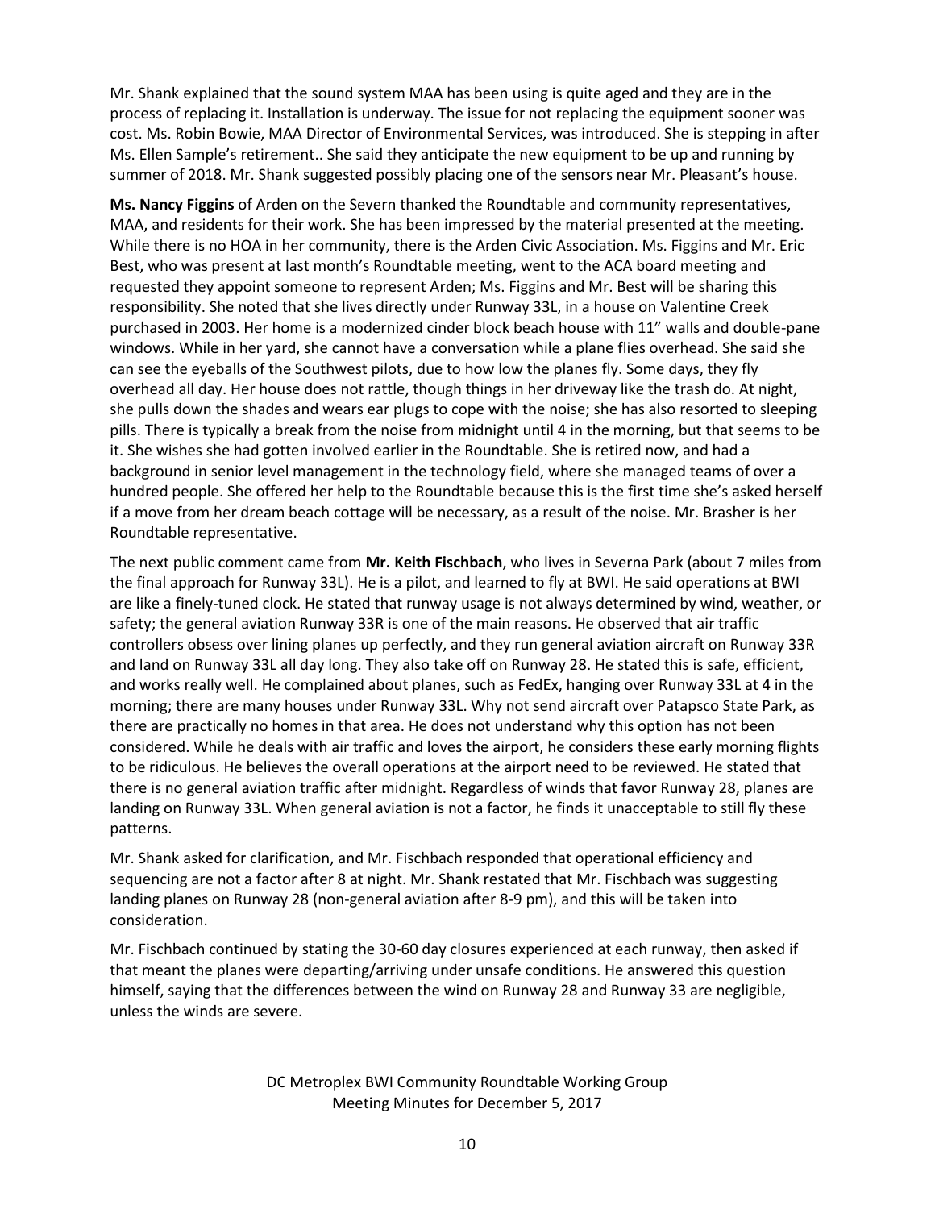Mr. Shank explained that the sound system MAA has been using is quite aged and they are in the process of replacing it. Installation is underway. The issue for not replacing the equipment sooner was cost. Ms. Robin Bowie, MAA Director of Environmental Services, was introduced. She is stepping in after Ms. Ellen Sample's retirement.. She said they anticipate the new equipment to be up and running by summer of 2018. Mr. Shank suggested possibly placing one of the sensors near Mr. Pleasant's house.

**Ms. Nancy Figgins** of Arden on the Severn thanked the Roundtable and community representatives, MAA, and residents for their work. She has been impressed by the material presented at the meeting. While there is no HOA in her community, there is the Arden Civic Association. Ms. Figgins and Mr. Eric Best, who was present at last month's Roundtable meeting, went to the ACA board meeting and requested they appoint someone to represent Arden; Ms. Figgins and Mr. Best will be sharing this responsibility. She noted that she lives directly under Runway 33L, in a house on Valentine Creek purchased in 2003. Her home is a modernized cinder block beach house with 11" walls and double-pane windows. While in her yard, she cannot have a conversation while a plane flies overhead. She said she can see the eyeballs of the Southwest pilots, due to how low the planes fly. Some days, they fly overhead all day. Her house does not rattle, though things in her driveway like the trash do. At night, she pulls down the shades and wears ear plugs to cope with the noise; she has also resorted to sleeping pills. There is typically a break from the noise from midnight until 4 in the morning, but that seems to be it. She wishes she had gotten involved earlier in the Roundtable. She is retired now, and had a background in senior level management in the technology field, where she managed teams of over a hundred people. She offered her help to the Roundtable because this is the first time she's asked herself if a move from her dream beach cottage will be necessary, as a result of the noise. Mr. Brasher is her Roundtable representative.

The next public comment came from **Mr. Keith Fischbach**, who lives in Severna Park (about 7 miles from the final approach for Runway 33L). He is a pilot, and learned to fly at BWI. He said operations at BWI are like a finely-tuned clock. He stated that runway usage is not always determined by wind, weather, or safety; the general aviation Runway 33R is one of the main reasons. He observed that air traffic controllers obsess over lining planes up perfectly, and they run general aviation aircraft on Runway 33R and land on Runway 33L all day long. They also take off on Runway 28. He stated this is safe, efficient, and works really well. He complained about planes, such as FedEx, hanging over Runway 33L at 4 in the morning; there are many houses under Runway 33L. Why not send aircraft over Patapsco State Park, as there are practically no homes in that area. He does not understand why this option has not been considered. While he deals with air traffic and loves the airport, he considers these early morning flights to be ridiculous. He believes the overall operations at the airport need to be reviewed. He stated that there is no general aviation traffic after midnight. Regardless of winds that favor Runway 28, planes are landing on Runway 33L. When general aviation is not a factor, he finds it unacceptable to still fly these patterns.

Mr. Shank asked for clarification, and Mr. Fischbach responded that operational efficiency and sequencing are not a factor after 8 at night. Mr. Shank restated that Mr. Fischbach was suggesting landing planes on Runway 28 (non-general aviation after 8-9 pm), and this will be taken into consideration.

Mr. Fischbach continued by stating the 30-60 day closures experienced at each runway, then asked if that meant the planes were departing/arriving under unsafe conditions. He answered this question himself, saying that the differences between the wind on Runway 28 and Runway 33 are negligible, unless the winds are severe.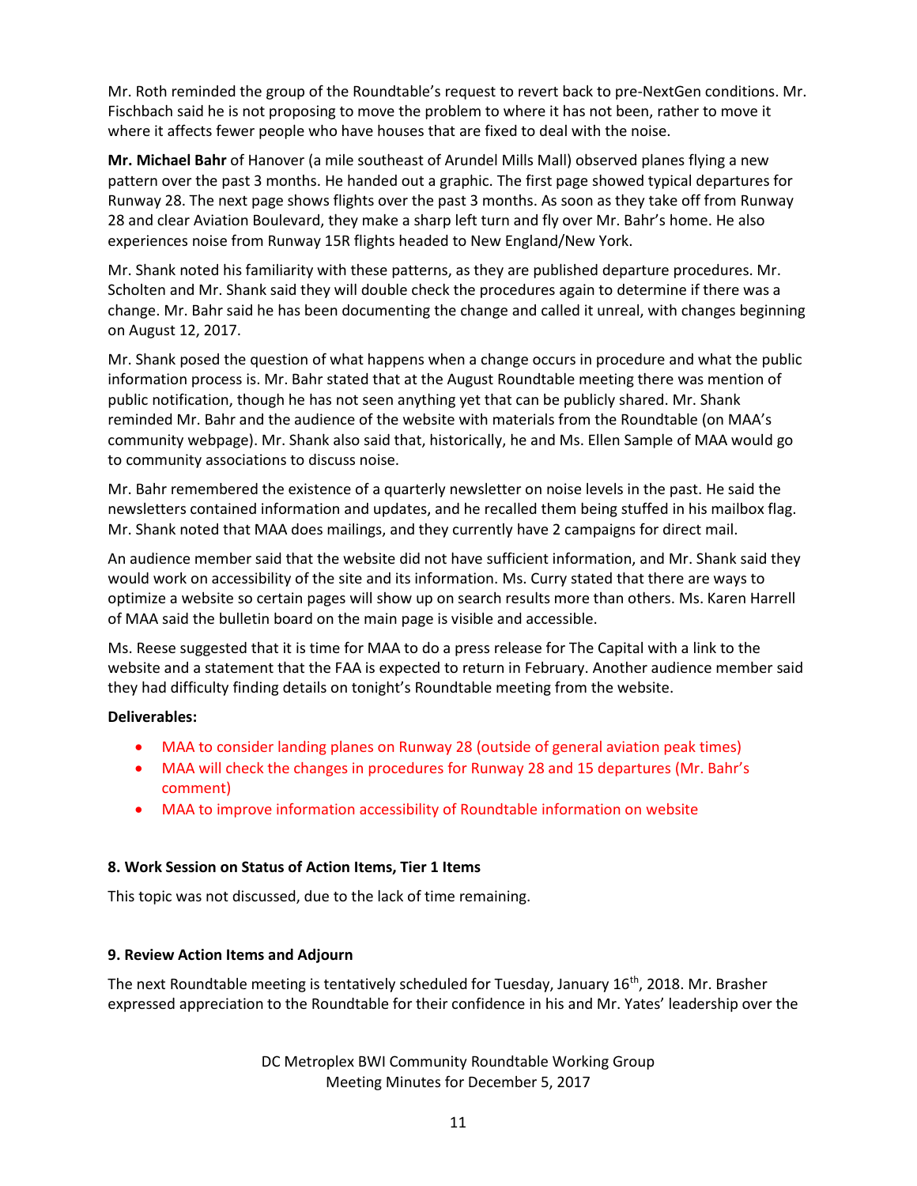Mr. Roth reminded the group of the Roundtable's request to revert back to pre-NextGen conditions. Mr. Fischbach said he is not proposing to move the problem to where it has not been, rather to move it where it affects fewer people who have houses that are fixed to deal with the noise.

**Mr. Michael Bahr** of Hanover (a mile southeast of Arundel Mills Mall) observed planes flying a new pattern over the past 3 months. He handed out a graphic. The first page showed typical departures for Runway 28. The next page shows flights over the past 3 months. As soon as they take off from Runway 28 and clear Aviation Boulevard, they make a sharp left turn and fly over Mr. Bahr's home. He also experiences noise from Runway 15R flights headed to New England/New York.

Mr. Shank noted his familiarity with these patterns, as they are published departure procedures. Mr. Scholten and Mr. Shank said they will double check the procedures again to determine if there was a change. Mr. Bahr said he has been documenting the change and called it unreal, with changes beginning on August 12, 2017.

Mr. Shank posed the question of what happens when a change occurs in procedure and what the public information process is. Mr. Bahr stated that at the August Roundtable meeting there was mention of public notification, though he has not seen anything yet that can be publicly shared. Mr. Shank reminded Mr. Bahr and the audience of the website with materials from the Roundtable (on MAA's community webpage). Mr. Shank also said that, historically, he and Ms. Ellen Sample of MAA would go to community associations to discuss noise.

Mr. Bahr remembered the existence of a quarterly newsletter on noise levels in the past. He said the newsletters contained information and updates, and he recalled them being stuffed in his mailbox flag. Mr. Shank noted that MAA does mailings, and they currently have 2 campaigns for direct mail.

An audience member said that the website did not have sufficient information, and Mr. Shank said they would work on accessibility of the site and its information. Ms. Curry stated that there are ways to optimize a website so certain pages will show up on search results more than others. Ms. Karen Harrell of MAA said the bulletin board on the main page is visible and accessible.

Ms. Reese suggested that it is time for MAA to do a press release for The Capital with a link to the website and a statement that the FAA is expected to return in February. Another audience member said they had difficulty finding details on tonight's Roundtable meeting from the website.

**Deliverables:**

- MAA to consider landing planes on Runway 28 (outside of general aviation peak times)
- MAA will check the changes in procedures for Runway 28 and 15 departures (Mr. Bahr's comment)
- MAA to improve information accessibility of Roundtable information on website

**8. Work Session on Status of Action Items, Tier 1 Items**

This topic was not discussed, due to the lack of time remaining.

**9. Review Action Items and Adjourn**

The next Roundtable meeting is tentatively scheduled for Tuesday, January 16th, 2018. Mr. Brasher expressed appreciation to the Roundtable for their confidence in his and Mr. Yates' leadership over the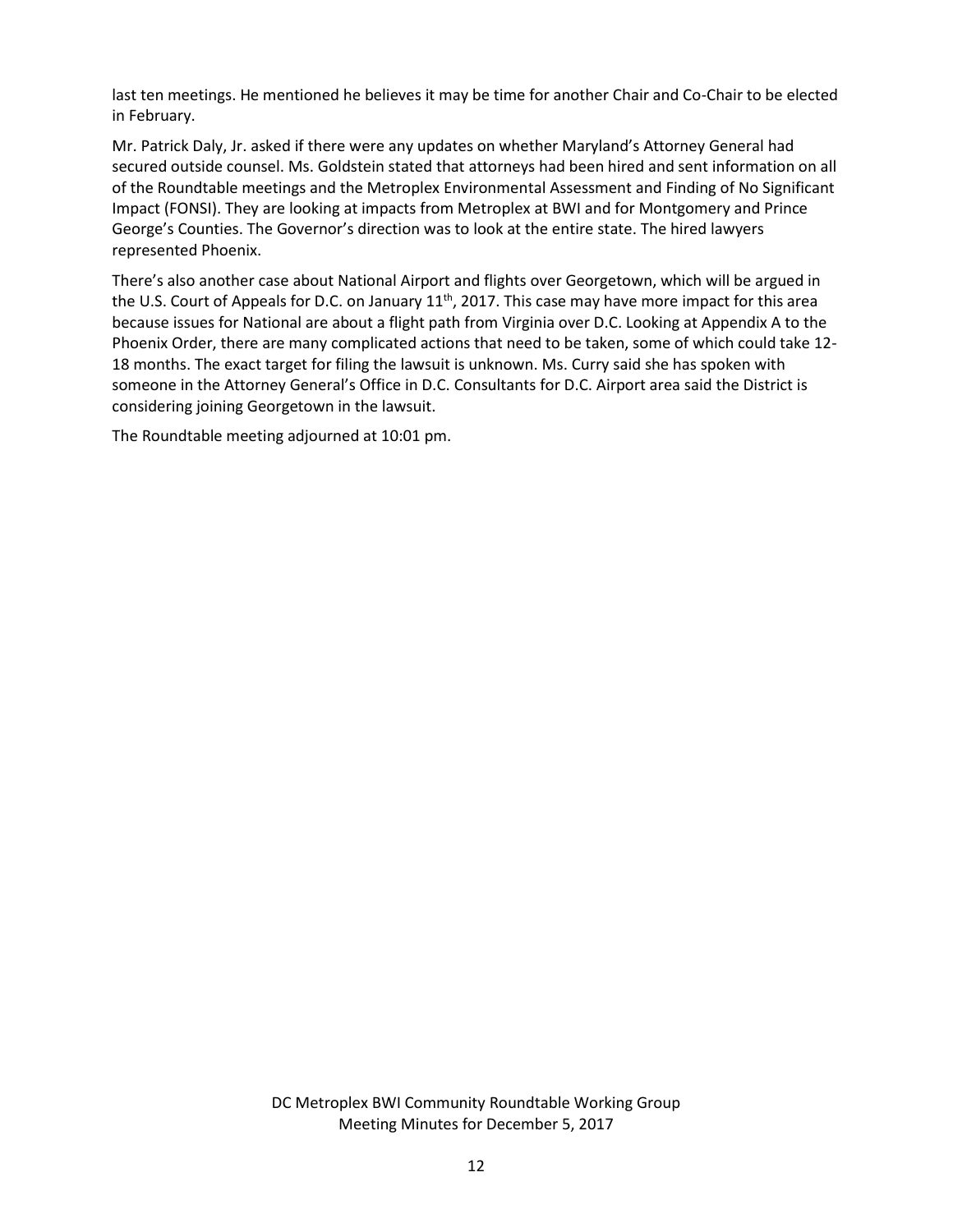last ten meetings. He mentioned he believes it may be time for another Chair and Co-Chair to be elected in February.

Mr. Patrick Daly, Jr. asked if there were any updates on whether Maryland's Attorney General had secured outside counsel. Ms. Goldstein stated that attorneys had been hired and sent information on all of the Roundtable meetings and the Metroplex Environmental Assessment and Finding of No Significant Impact (FONSI). They are looking at impacts from Metroplex at BWI and for Montgomery and Prince George's Counties. The Governor's direction was to look at the entire state. The hired lawyers represented Phoenix.

There's also another case about National Airport and flights over Georgetown, which will be argued in the U.S. Court of Appeals for D.C. on January 11th, 2017. This case may have more impact for this area because issues for National are about a flight path from Virginia over D.C. Looking at Appendix A to the Phoenix Order, there are many complicated actions that need to be taken, some of which could take 12-18 months. The exact target for filing the lawsuit is unknown. Ms. Curry said she has spoken with someone in the Attorney General's Office in D.C. Consultants for D.C. Airport area said the District is considering joining Georgetown in the lawsuit.

The Roundtable meeting adjourned at 10:01 pm.